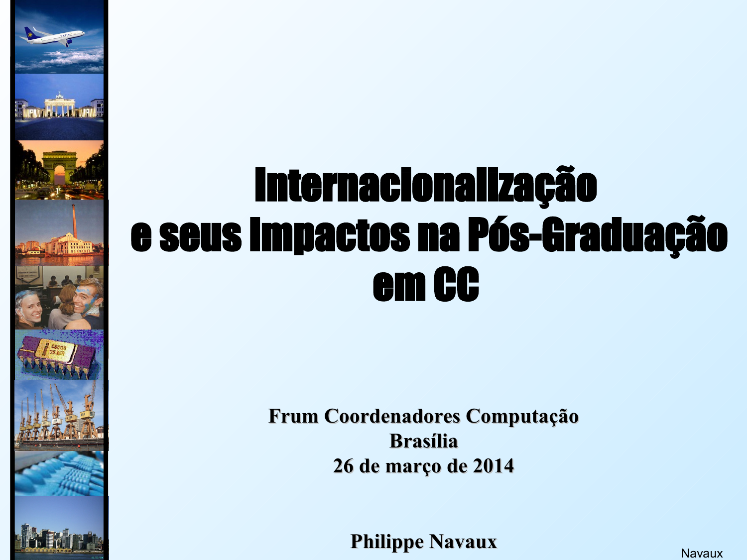# Internacionalização e seus Impactos na Pós-Graduação em CC

**Frum Coordenadores Computação**
**Brasília**
**26 de março de 2014**

**Philippe Navaux**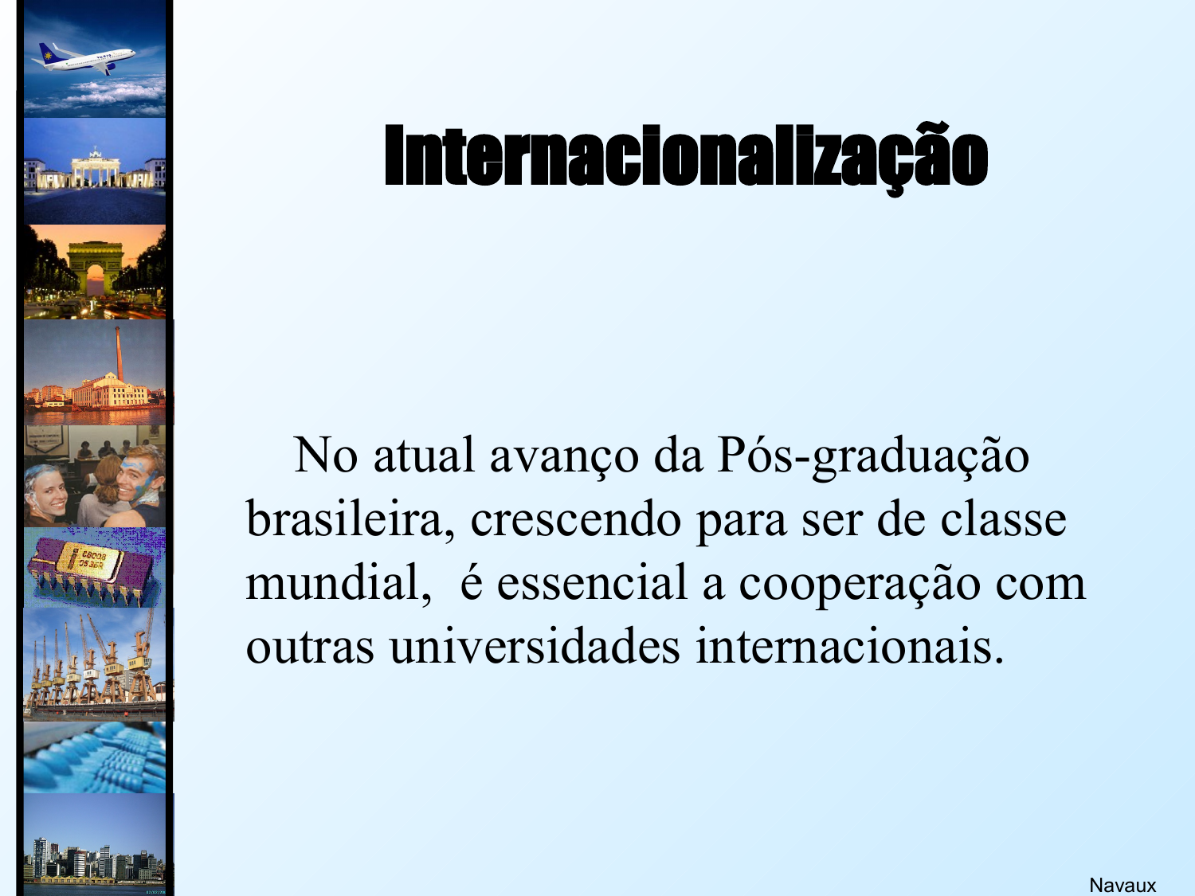# Internacionalização

No atual avanço da Pós-graduação brasileira, crescendo para ser de classe mundial, é essencial a cooperação com outras universidades internacionais.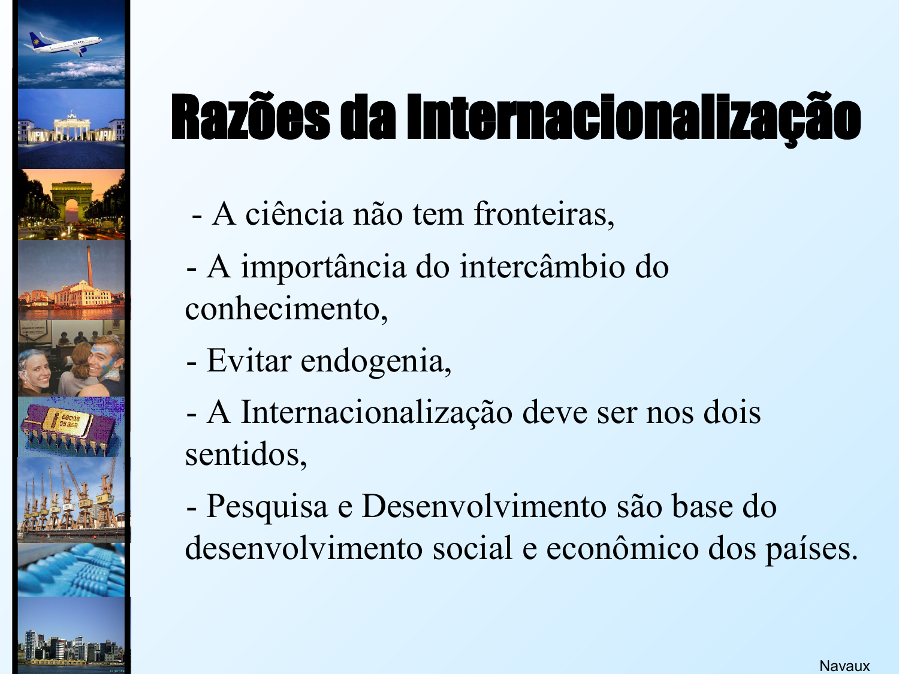# Razões da Internacionalização

- A ciência não tem fronteiras,
- A importância do intercâmbio do conhecimento,
- Evitar endogenia,
- A Internacionalização deve ser nos dois sentidos,
- Pesquisa e Desenvolvimento são base do desenvolvimento social e econômico dos países.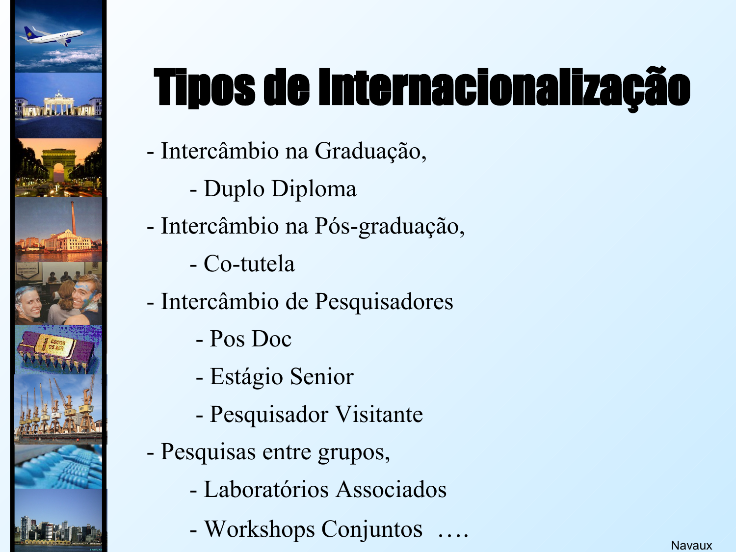# Tipos de Internacionalização

- Intercâmbio na Graduação,
  - Duplo Diploma
- Intercâmbio na Pós-graduação,
  - Co-tutela
- Intercâmbio de Pesquisadores
  - Pos Doc
  - Estágio Senior
  - Pesquisador Visitante
- Pesquisas entre grupos,
  - Laboratórios Associados
  - Workshops Conjuntos ….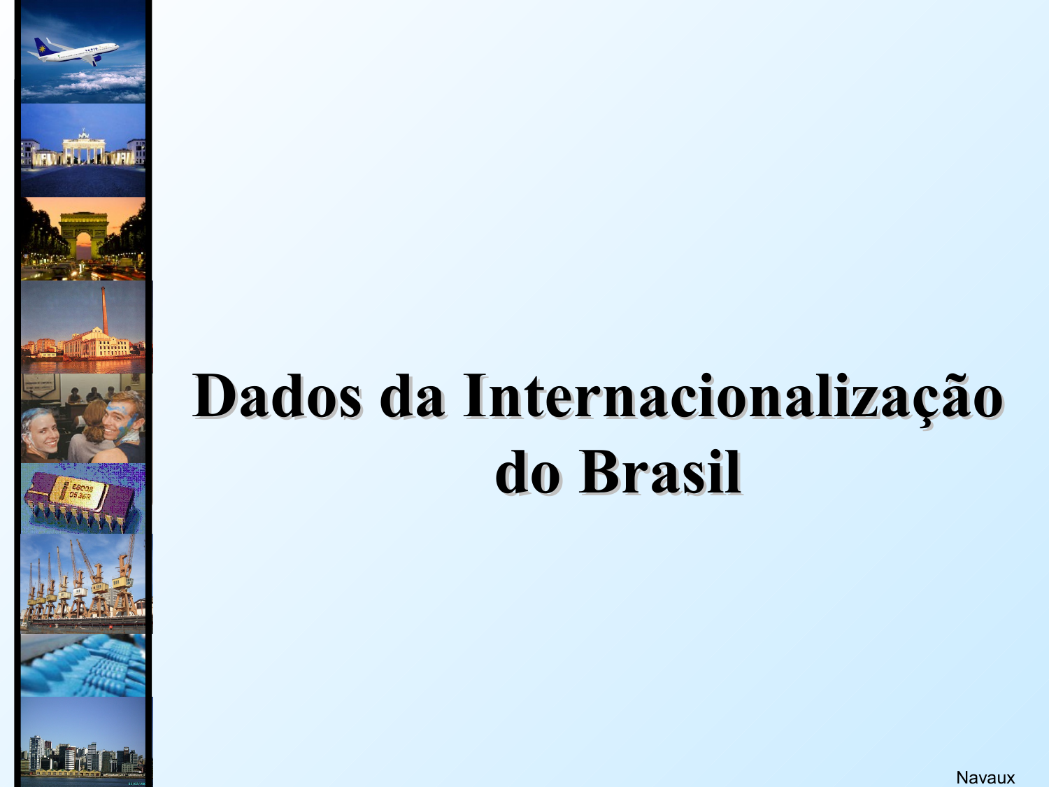# Dados da Internacionalização do Brasil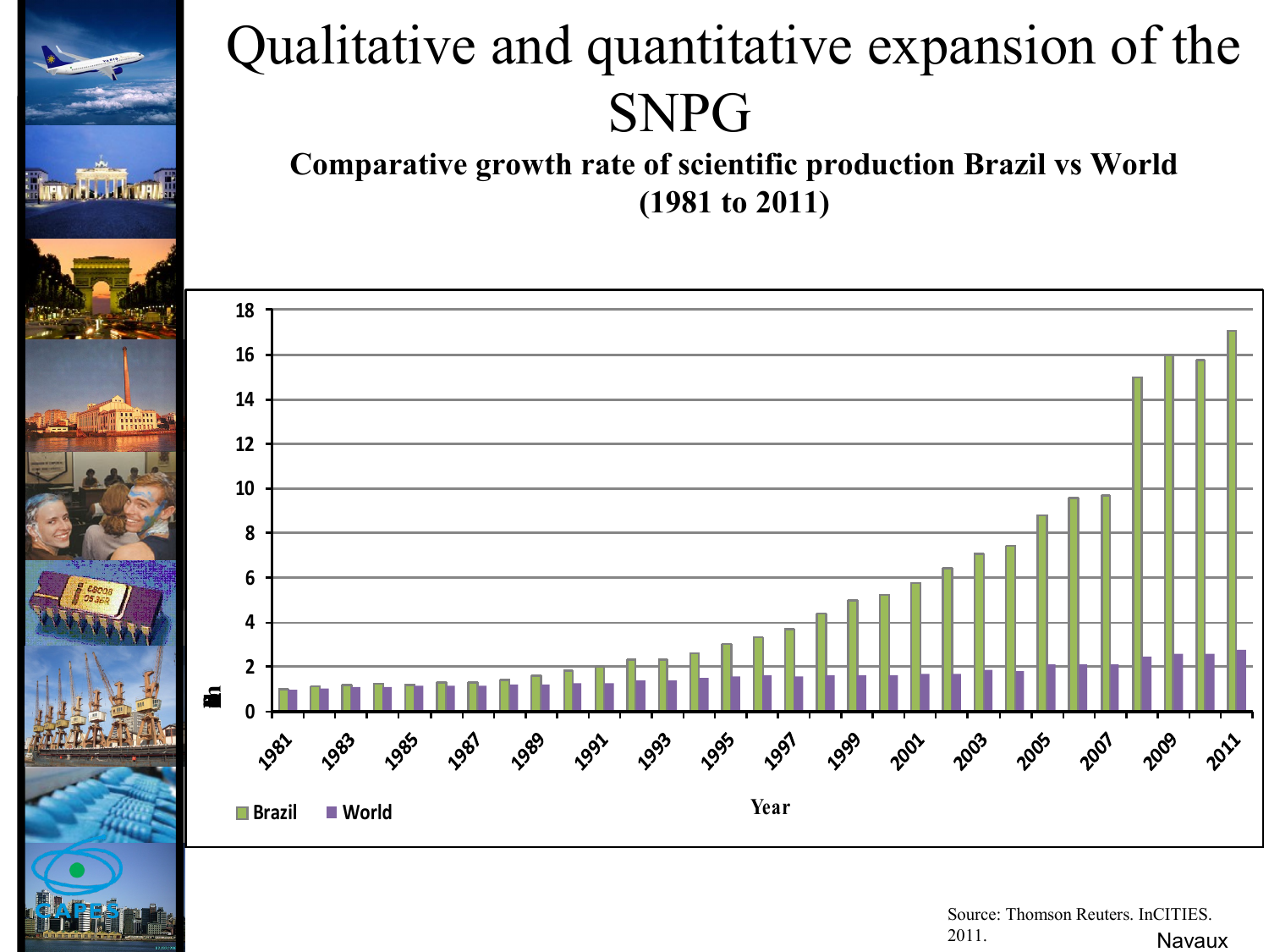# Qualitative and quantitative expansion of the SNPG

**Comparative growth rate of scientific production Brazil vs World (1981 to 2011)**

Source: Thomson Reuters. InCITIES. 2011.

Navaux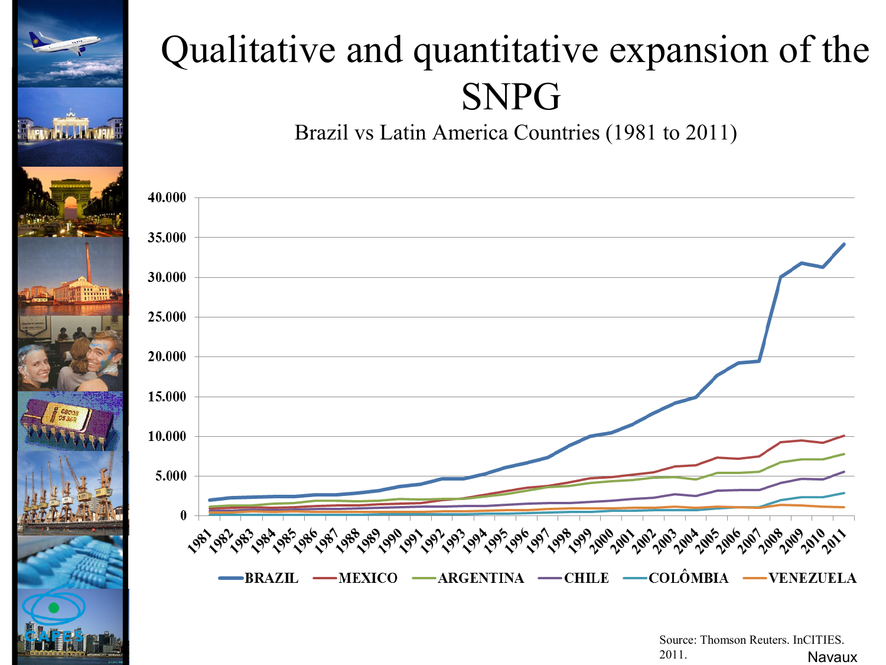# Qualitative and quantitative expansion of the SNPG

Brazil vs Latin America Countries (1981 to 2011)

Source: Thomson Reuters. InCITIES. 2011.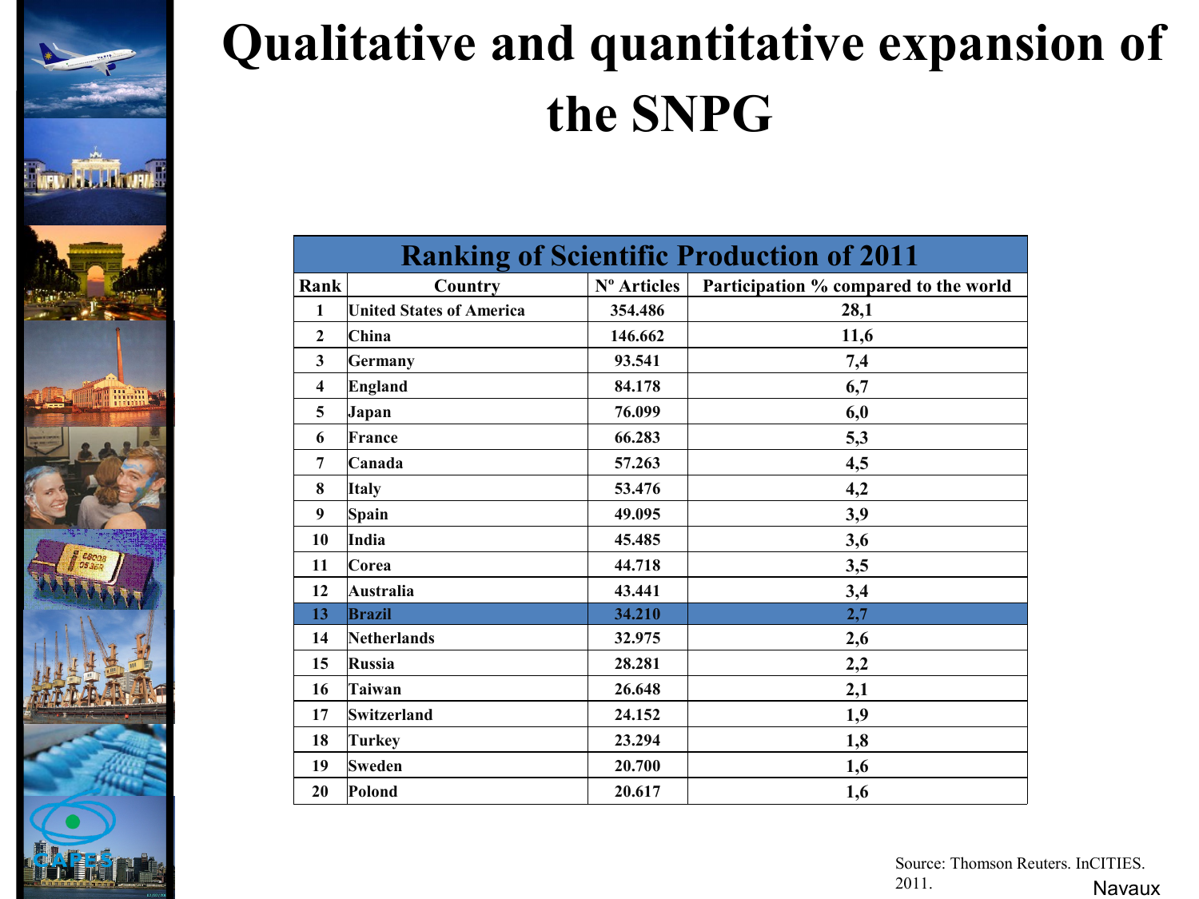# Qualitative and quantitative expansion of the SNPG

| Ranking of Scientific Production of 2011 | | | |
|---|---|---|---|
| Rank | Country | Nº Articles | Participation % compared to the world |
| 1 | United States of America | 354.486 | 28,1 |
| 2 | China | 146.662 | 11,6 |
| 3 | Germany | 93.541 | 7,4 |
| 4 | England | 84.178 | 6,7 |
| 5 | Japan | 76.099 | 6,0 |
| 6 | France | 66.283 | 5,3 |
| 7 | Canada | 57.263 | 4,5 |
| 8 | Italy | 53.476 | 4,2 |
| 9 | Spain | 49.095 | 3,9 |
| 10 | India | 45.485 | 3,6 |
| 11 | Corea | 44.718 | 3,5 |
| 12 | Australia | 43.441 | 3,4 |
| 13 | Brazil | 34.210 | 2,7 |
| 14 | Netherlands | 32.975 | 2,6 |
| 15 | Russia | 28.281 | 2,2 |
| 16 | Taiwan | 26.648 | 2,1 |
| 17 | Switzerland | 24.152 | 1,9 |
| 18 | Turkey | 23.294 | 1,8 |
| 19 | Sweden | 20.700 | 1,6 |
| 20 | Polond | 20.617 | 1,6 |

Source: Thomson Reuters. InCITIES. 2011.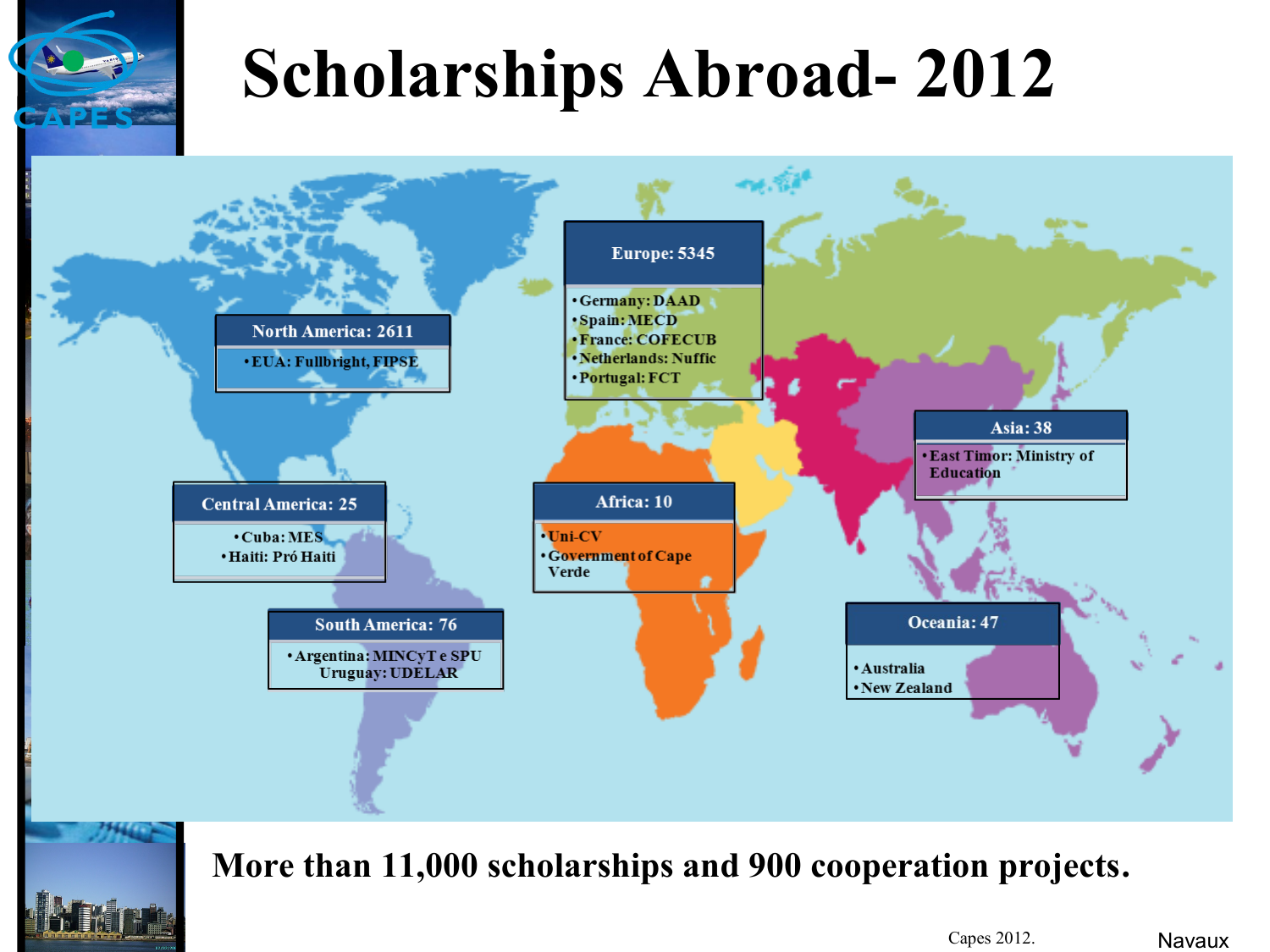# Scholarships Abroad- 2012

**North America: 2611**
- EUA: Fullbright, FIPSE

**Central America: 25**
- Cuba: MES
- Haiti: Pró Haiti

**South America: 76**
- Argentina: MINCyT e SPU
  Uruguay: UDELAR

**Europe: 5345**
- Germany: DAAD
- Spain: MECD
- France: COFECUB
- Netherlands: Nuffic
- Portugal: FCT

**Africa: 10**
- Uni-CV
- Government of Cape Verde

**Asia: 38**
- East Timor: Ministry of Education

**Oceania: 47**
- Australia
- New Zealand

**More than 11,000 scholarships and 900 cooperation projects.**

Capes 2012.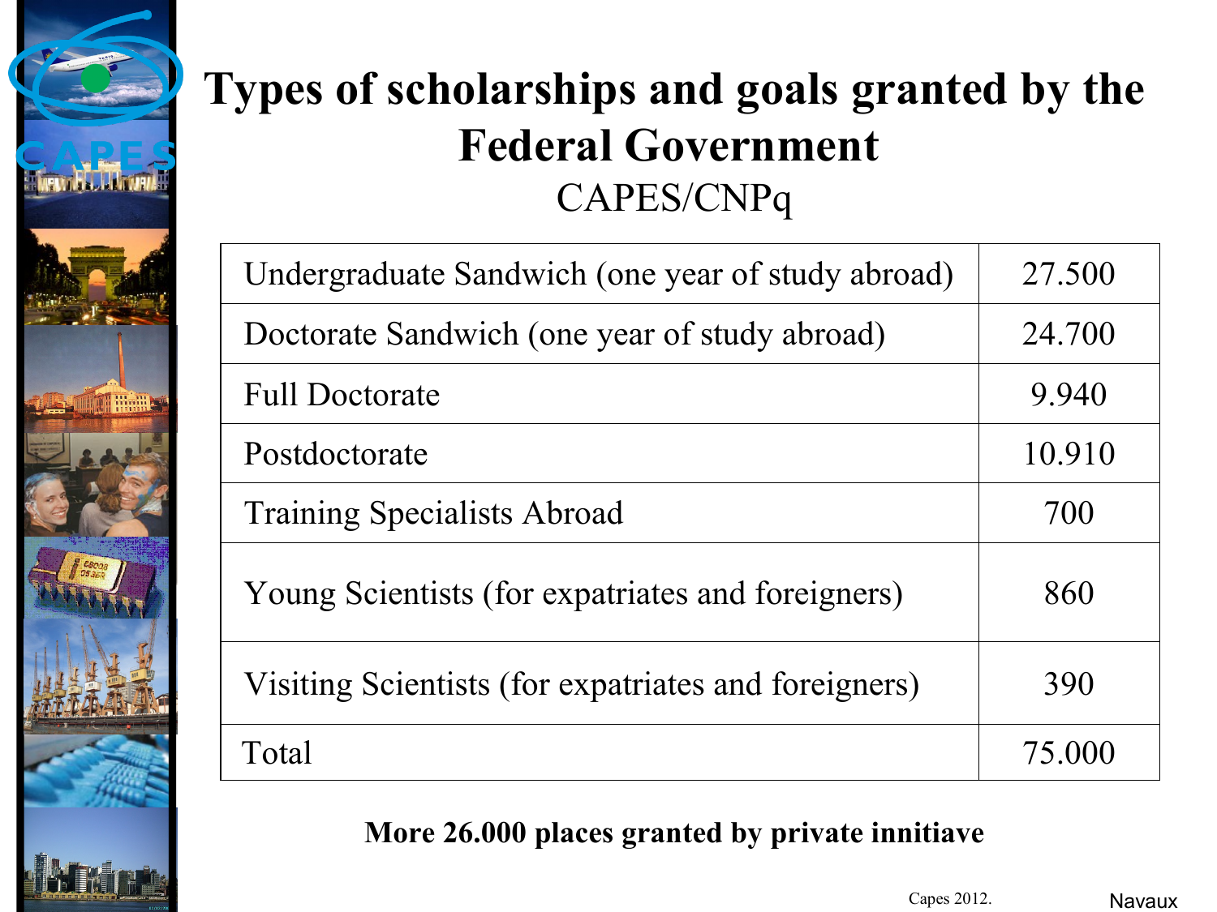# Types of scholarships and goals granted by the Federal Government

CAPES/CNPq

| Undergraduate Sandwich (one year of study abroad) | 27.500 |
|---|---|
| Doctorate Sandwich (one year of study abroad) | 24.700 |
| Full Doctorate | 9.940 |
| Postdoctorate | 10.910 |
| Training Specialists Abroad | 700 |
| Young Scientists (for expatriates and foreigners) | 860 |
| Visiting Scientists (for expatriates and foreigners) | 390 |
| Total | 75.000 |

**More 26.000 places granted by private innitiave**

Capes 2012.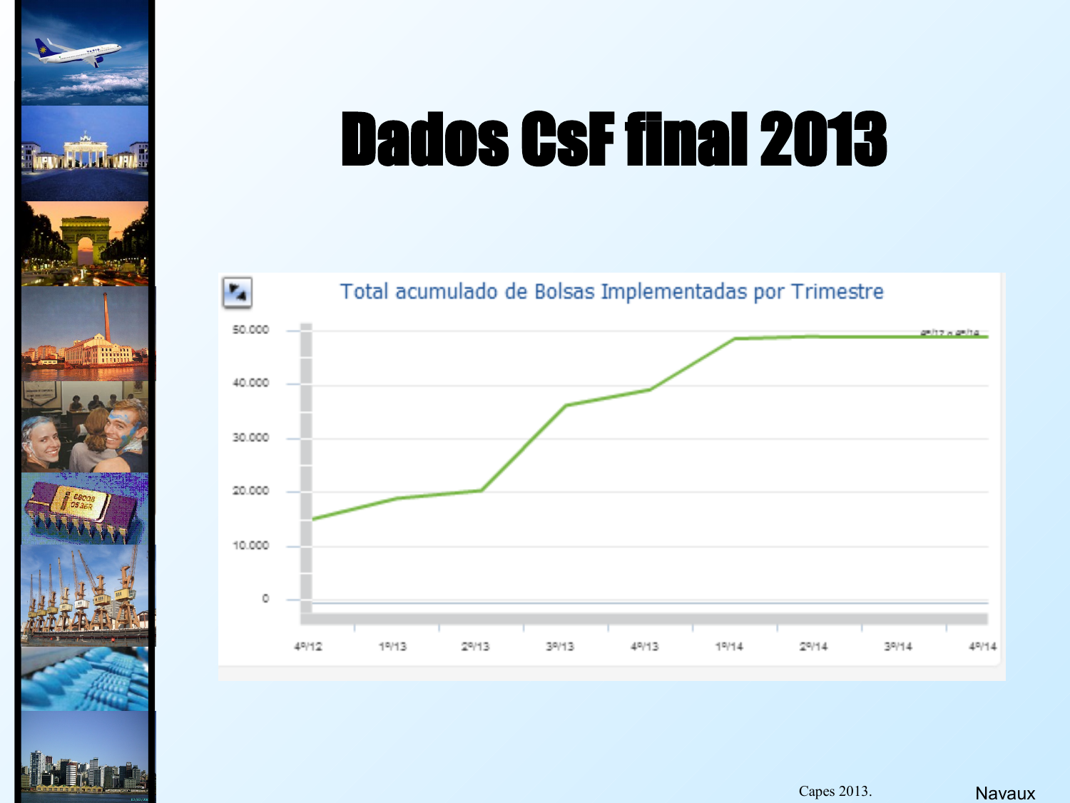# Dados CsF final 2013

**Total acumulado de Bolsas Implementadas por Trimestre**

Capes 2013.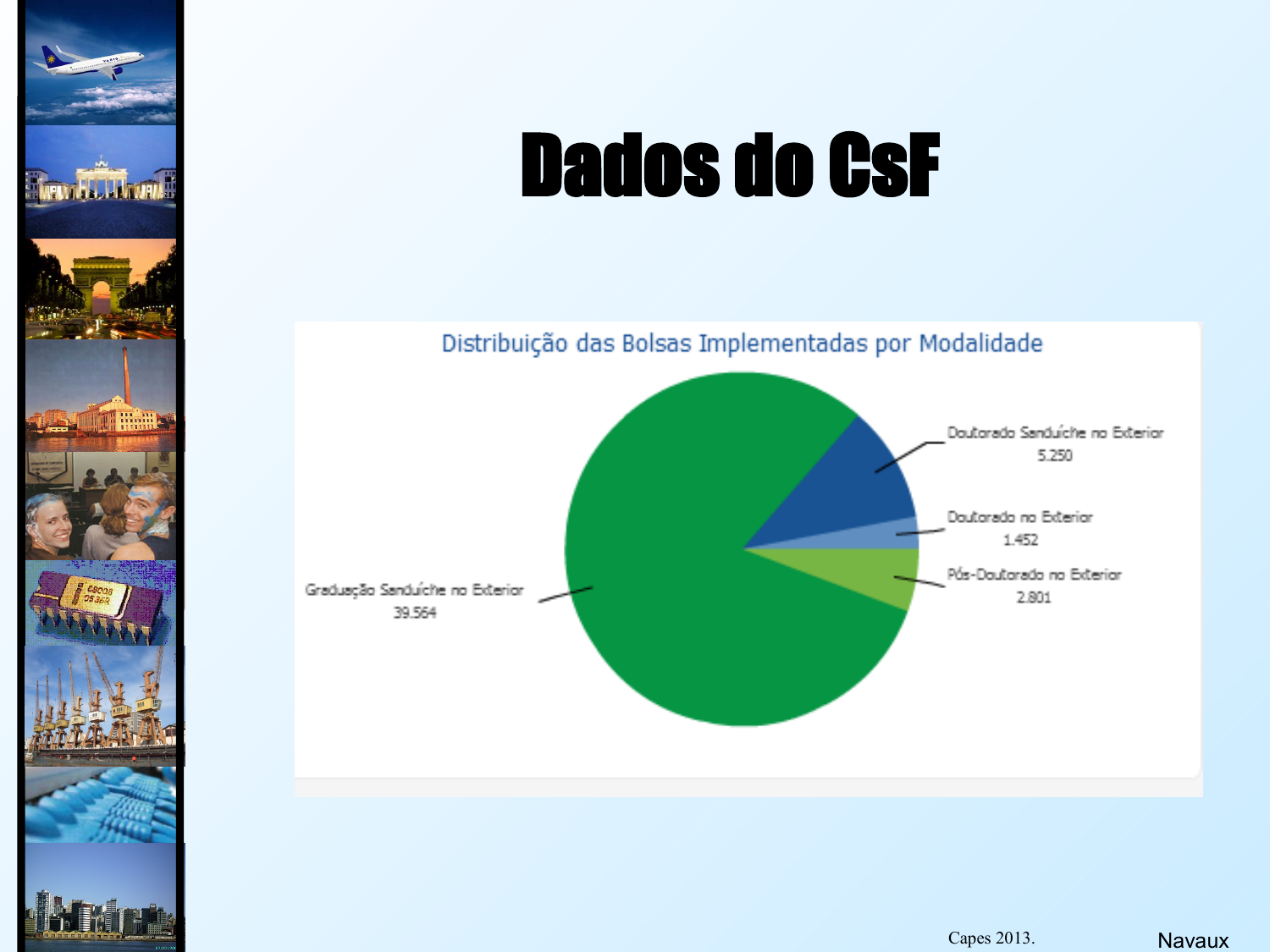# Dados do CsF

**Distribuição das Bolsas Implementadas por Modalidade**

| Modalidade | Bolsas |
| --- | --- |
| Graduação Sanduíche no Exterior | 39.564 |
| Doutorado Sanduíche no Exterior | 5.250 |
| Doutorado no Exterior | 1.452 |
| Pós-Doutorado no Exterior | 2.801 |

Capes 2013.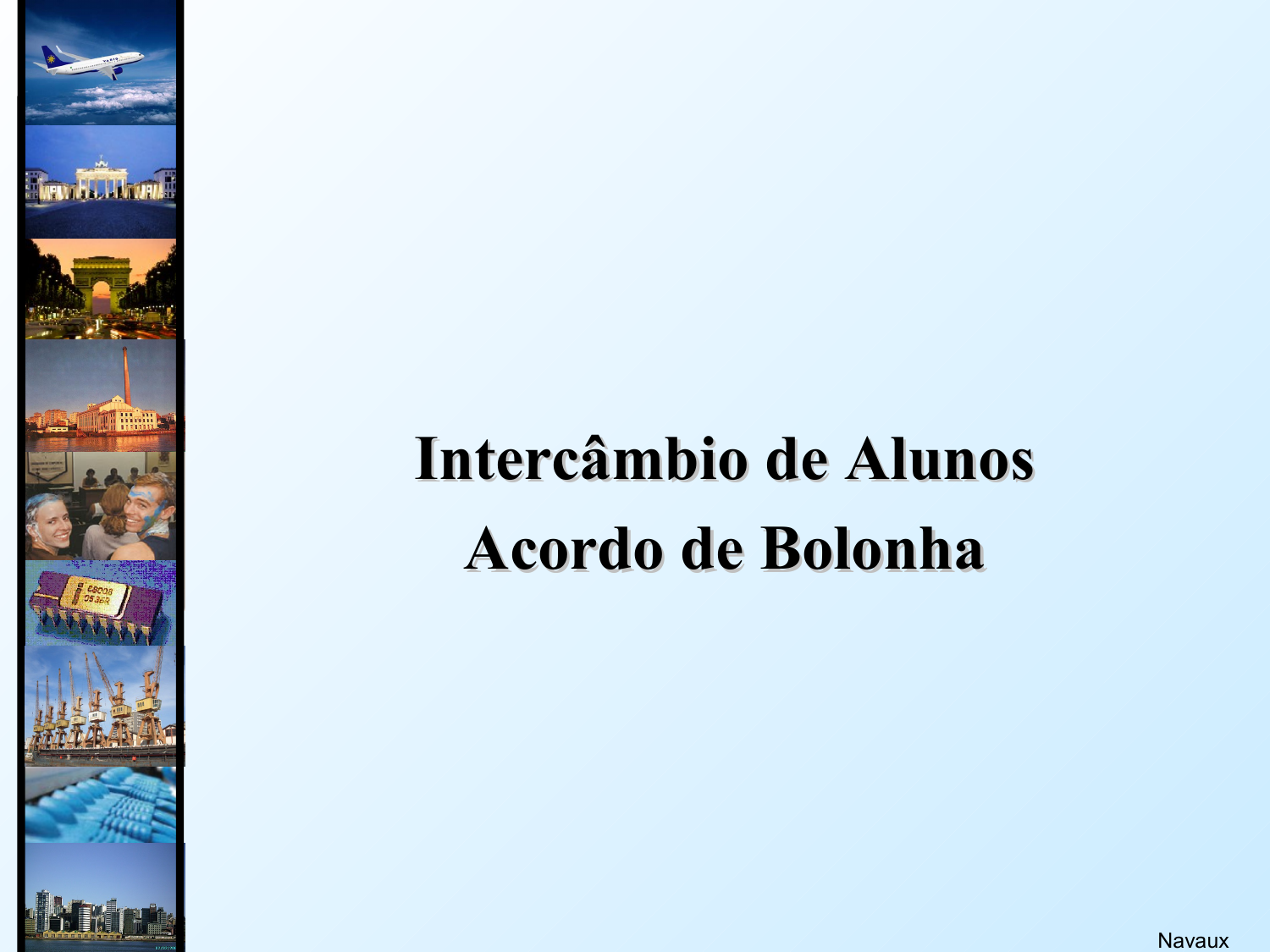# Intercâmbio de Alunos
# Acordo de Bolonha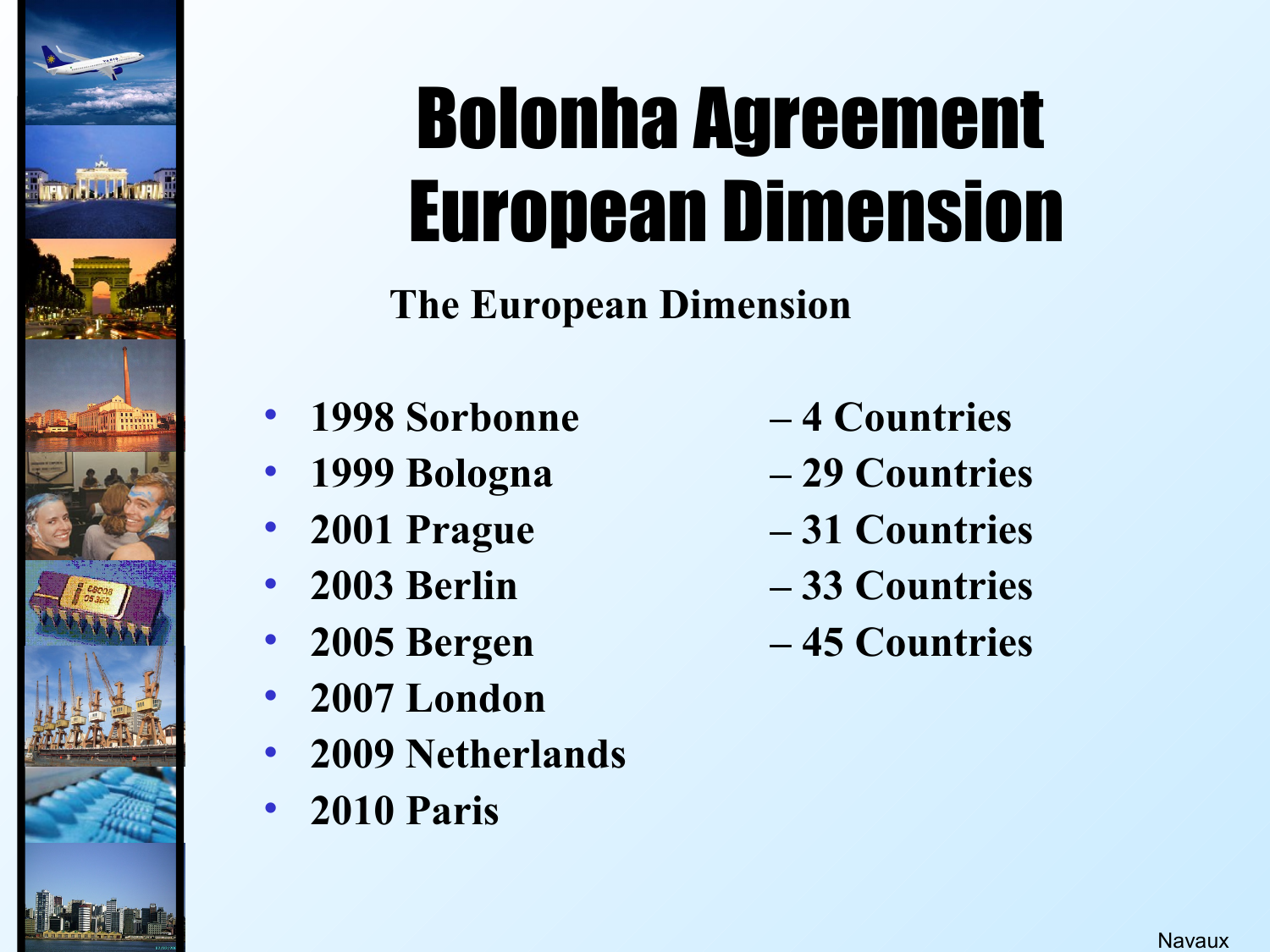# Bolonha Agreement European Dimension

**The European Dimension**

- **1998 Sorbonne** – **4 Countries**
- **1999 Bologna** – **29 Countries**
- **2001 Prague** – **31 Countries**
- **2003 Berlin** – **33 Countries**
- **2005 Bergen** – **45 Countries**
- **2007 London**
- **2009 Netherlands**
- **2010 Paris**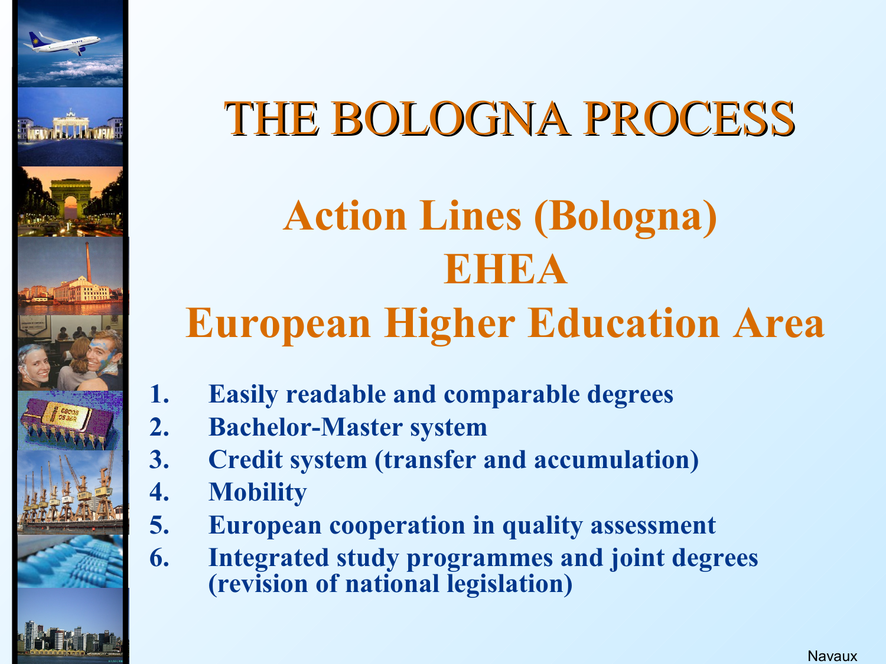# THE BOLOGNA PROCESS

## Action Lines (Bologna)
## EHEA
## European Higher Education Area

1. **Easily readable and comparable degrees**
2. **Bachelor-Master system**
3. **Credit system (transfer and accumulation)**
4. **Mobility**
5. **European cooperation in quality assessment**
6. **Integrated study programmes and joint degrees (revision of national legislation)**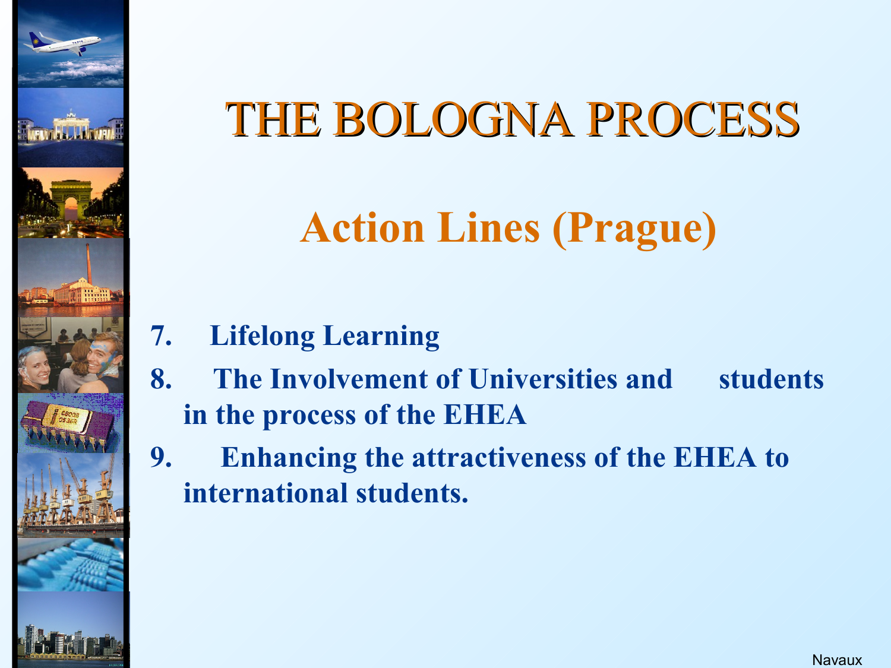# THE BOLOGNA PROCESS

## Action Lines (Prague)

7. **Lifelong Learning**
8. **The Involvement of Universities and students in the process of the EHEA**
9. **Enhancing the attractiveness of the EHEA to international students.**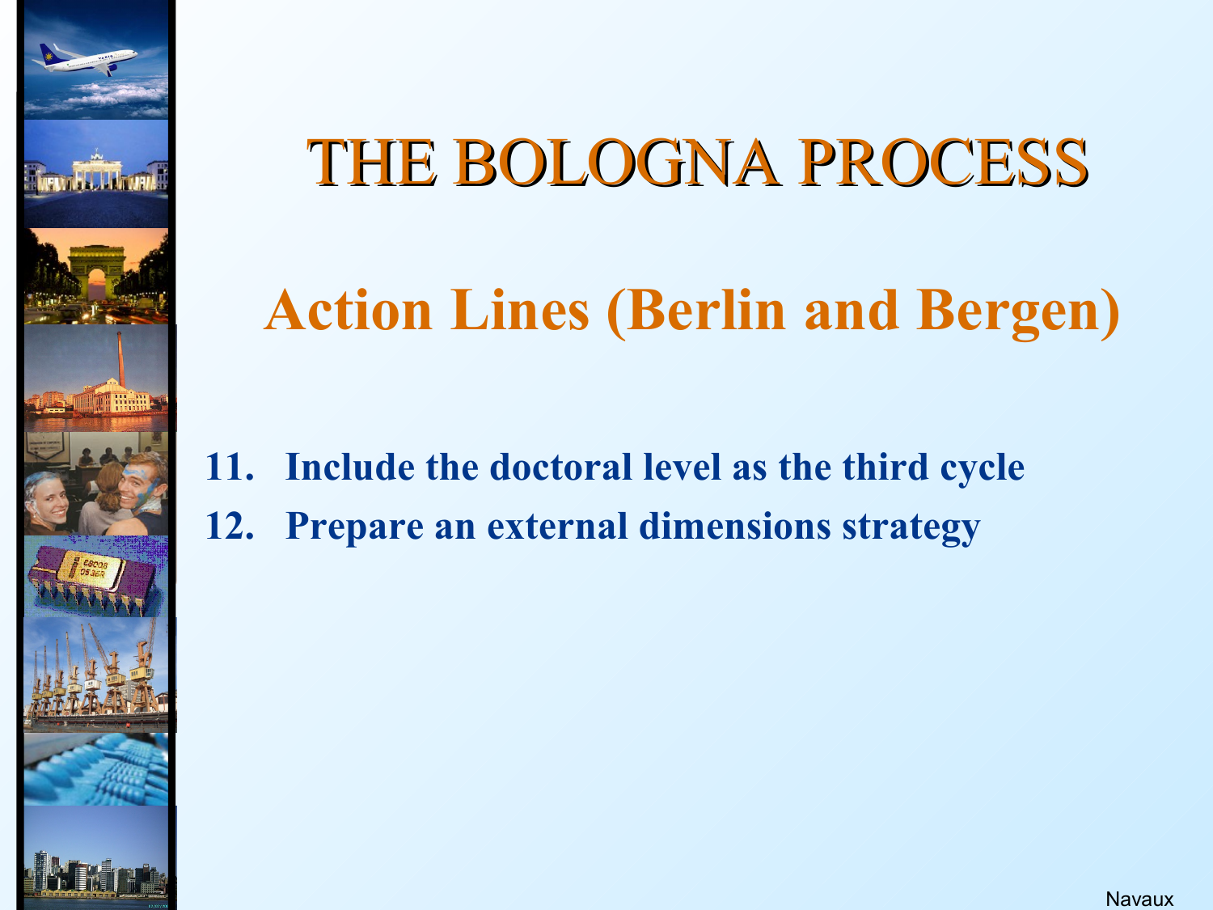# THE BOLOGNA PROCESS

## Action Lines (Berlin and Bergen)

11. **Include the doctoral level as the third cycle**
12. **Prepare an external dimensions strategy**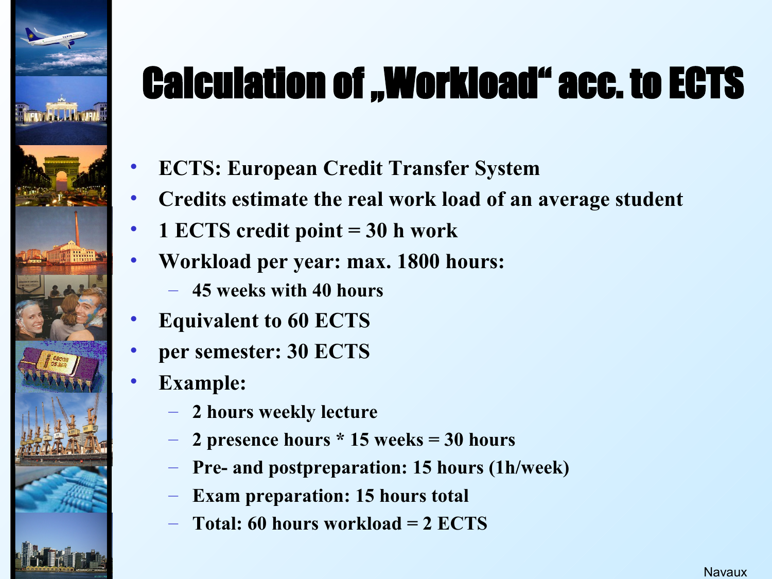# Calculation of „Workload“ acc. to ECTS

- ECTS: European Credit Transfer System
- Credits estimate the real work load of an average student
- 1 ECTS credit point = 30 h work
- Workload per year: max. 1800 hours:
  - 45 weeks with 40 hours
- Equivalent to 60 ECTS
- per semester: 30 ECTS
- Example:
  - 2 hours weekly lecture
  - 2 presence hours * 15 weeks = 30 hours
  - Pre- and postpreparation: 15 hours (1h/week)
  - Exam preparation: 15 hours total
  - Total: 60 hours workload = 2 ECTS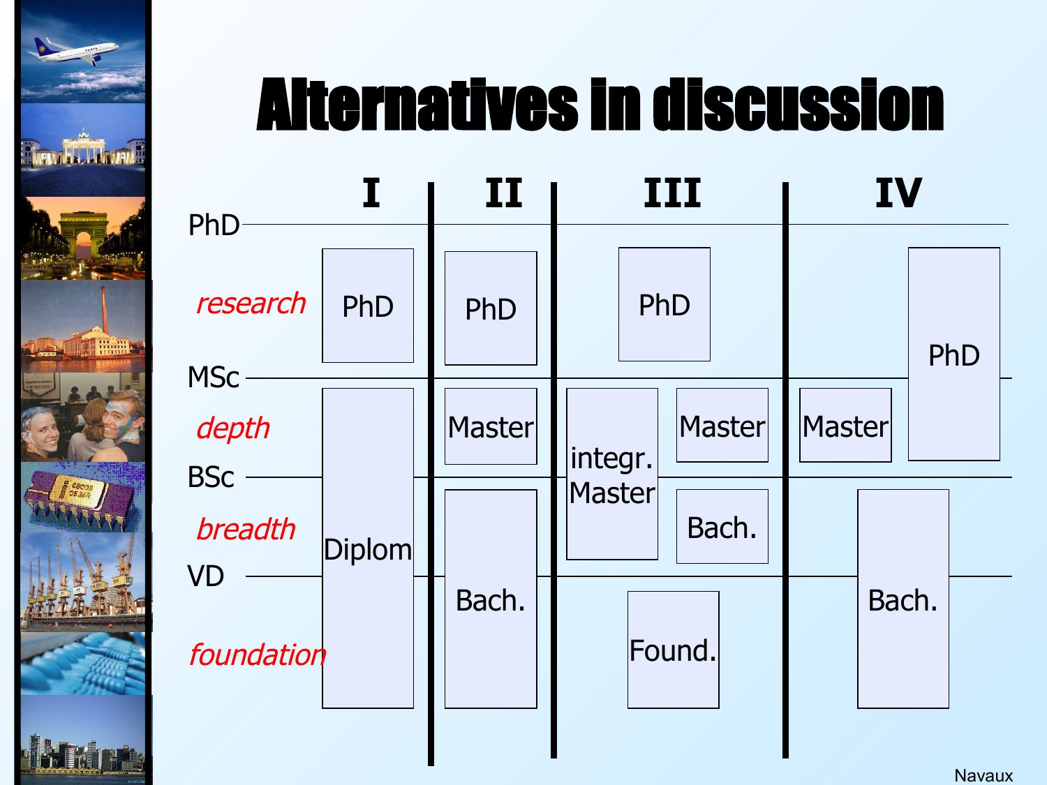# Alternatives in discussion

| Level | I | II | III | | IV | |
|---|---|---|---|---|---|---|
| PhD | | | | | | |
| *research* | PhD | PhD | PhD | | | PhD |
| MSc | | | | | | |
| *depth* | Diplom | Master | integr. Master | Master | Master | |
| BSc | | | | | | |
| *breadth* | | Bach. | | Bach. | Bach. | |
| VD | | | | | | |
| *foundation* | | | Found. | | | |

Navaux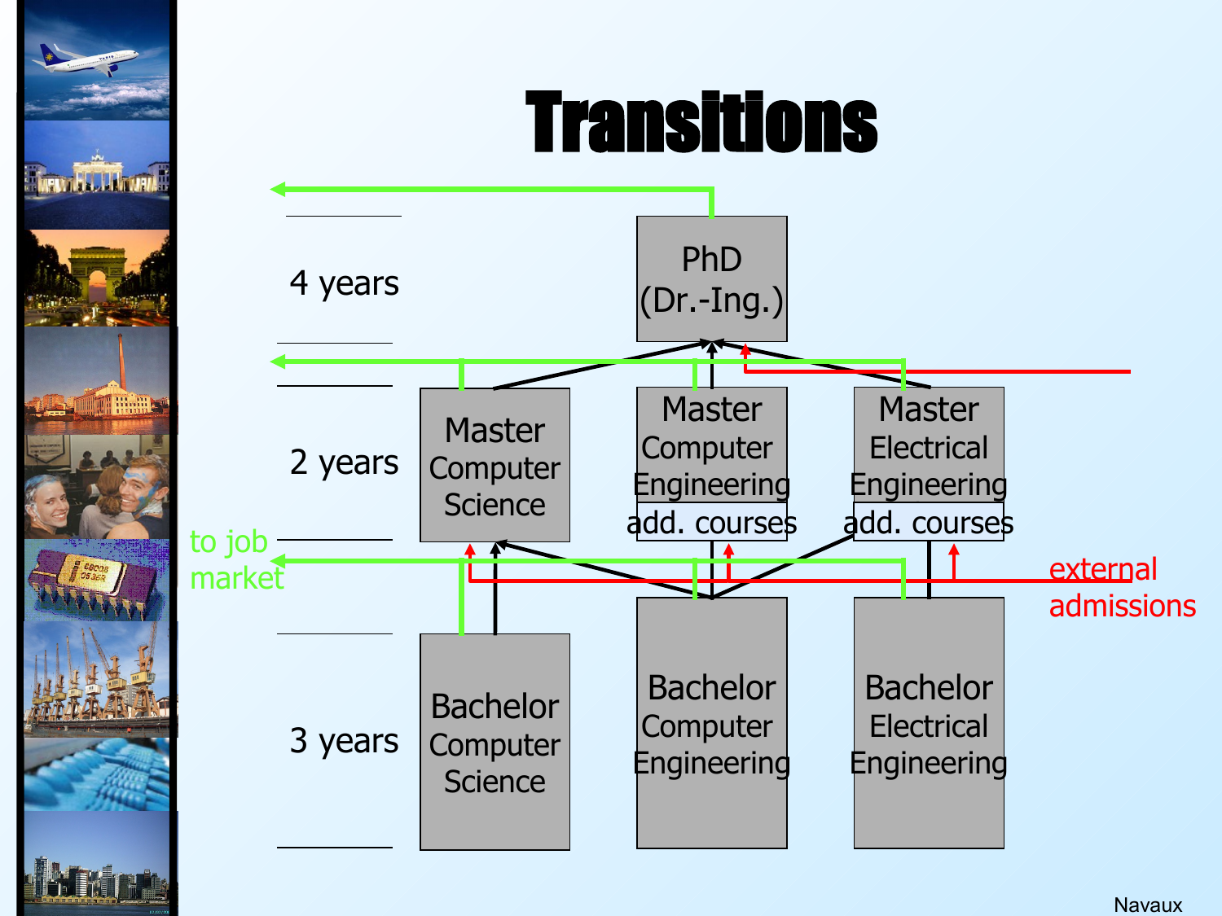# Transitions

| | | | |
|---|---|---|---|
| 4 years | | PhD (Dr.-Ing.) | |
| 2 years | Master Computer Science | Master Computer Engineering add. courses | Master Electrical Engineering add. courses |
| 3 years | Bachelor Computer Science | Bachelor Computer Engineering | Bachelor Electrical Engineering |

to job market

external admissions

Navaux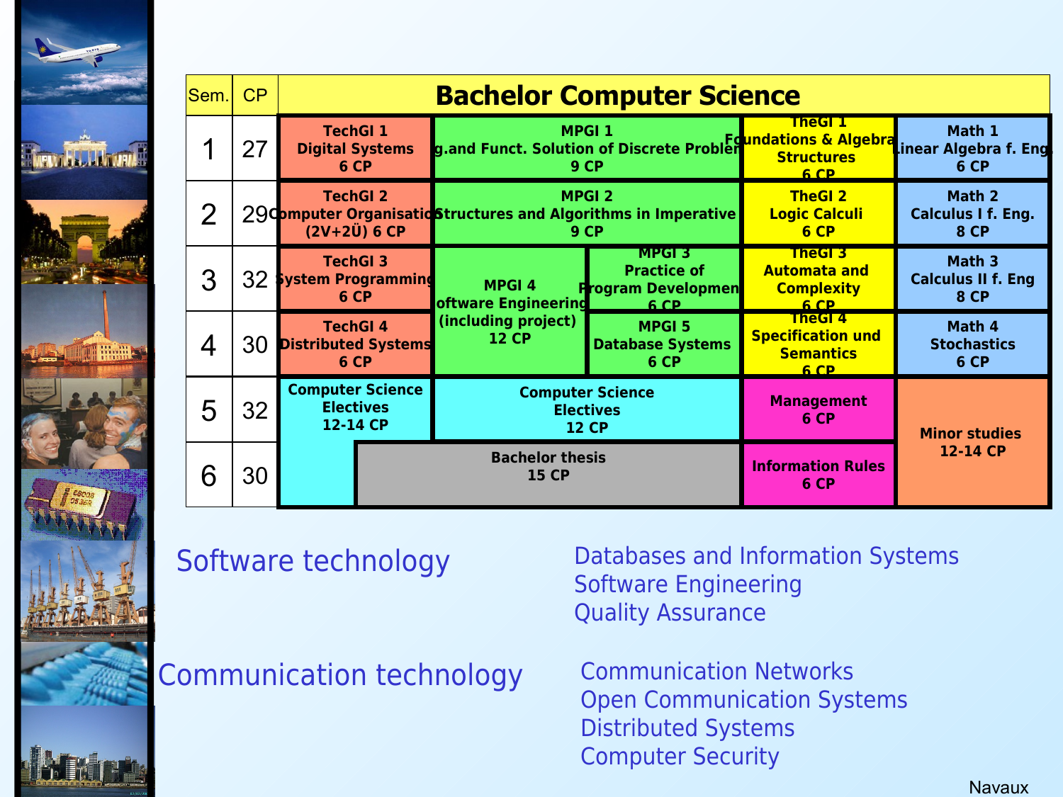| Sem. | CP | Bachelor Computer Science | | | | |
|---|---|---|---|---|---|---|
| 1 | 27 | TechGI 1 Digital Systems 6 CP | MPGI 1 g.and Funct. Solution of Discrete Problem 9 CP | | TheGI 1 Foundations & Algebra Structures 6 CP | Math 1 Linear Algebra f. Eng. 6 CP |
| 2 | 29 | TechGI 2 Computer Organisation (2V+2Ü) 6 CP | MPGI 2 Structures and Algorithms in Imperative 9 CP | | TheGI 2 Logic Calculi 6 CP | Math 2 Calculus I f. Eng. 8 CP |
| 3 | 32 | TechGI 3 System Programming 6 CP | MPGI 4 Software Engineering (including project) 12 CP | MPGI 3 Practice of Program Development 6 CP | TheGI 3 Automata and Complexity 6 CP | Math 3 Calculus II f. Eng 8 CP |
| 4 | 30 | TechGI 4 Distributed Systems 6 CP | | MPGI 5 Database Systems 6 CP | TheGI 4 Specification und Semantics 6 CP | Math 4 Stochastics 6 CP |
| 5 | 32 | Computer Science Electives 12-14 CP | Computer Science Electives 12 CP | | Management 6 CP | Minor studies 12-14 CP |
| 6 | 30 | | Bachelor thesis 15 CP | | Information Rules 6 CP | |

Software technology

- Databases and Information Systems
- Software Engineering
- Quality Assurance

Communication technology

- Communication Networks
- Open Communication Systems
- Distributed Systems
- Computer Security

Navaux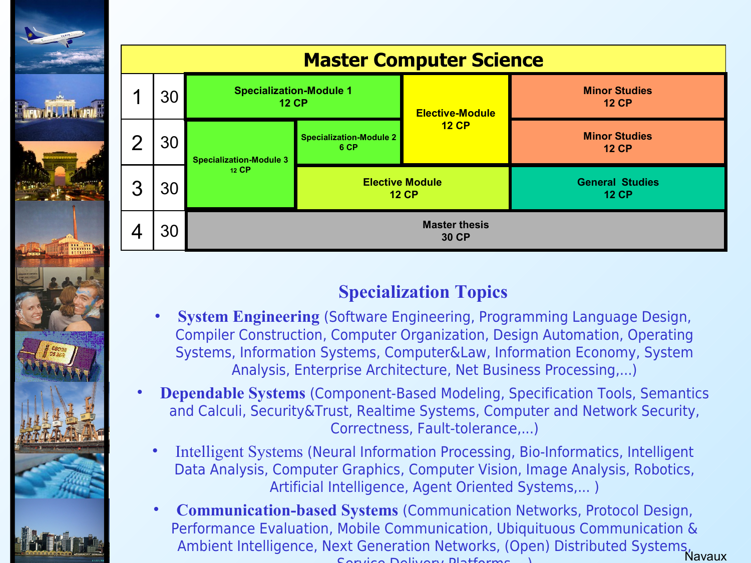# Master Computer Science

| Semester | CP | | | | |
|---|---|---|---|---|---|
| 1 | 30 | Specialization-Module 1<br>12 CP | | Elective-Module<br>12 CP | Minor Studies<br>12 CP |
| 2 | 30 | Specialization-Module 3<br>12 CP | Specialization-Module 2<br>6 CP | | Minor Studies<br>12 CP |
| 3 | 30 | | Elective Module<br>12 CP | | General Studies<br>12 CP |
| 4 | 30 | Master thesis<br>30 CP | | | |

## Specialization Topics

- **System Engineering** (Software Engineering, Programming Language Design, Compiler Construction, Computer Organization, Design Automation, Operating Systems, Information Systems, Computer&Law, Information Economy, System Analysis, Enterprise Architecture, Net Business Processing,...)
- **Dependable Systems** (Component-Based Modeling, Specification Tools, Semantics and Calculi, Security&Trust, Realtime Systems, Computer and Network Security, Correctness, Fault-tolerance,...)
- Intelligent Systems (Neural Information Processing, Bio-Informatics, Intelligent Data Analysis, Computer Graphics, Computer Vision, Image Analysis, Robotics, Artificial Intelligence, Agent Oriented Systems,... )
- **Communication-based Systems** (Communication Networks, Protocol Design, Performance Evaluation, Mobile Communication, Ubiquituous Communication & Ambient Intelligence, Next Generation Networks, (Open) Distributed Systems, Service Delivery Platforms, ...)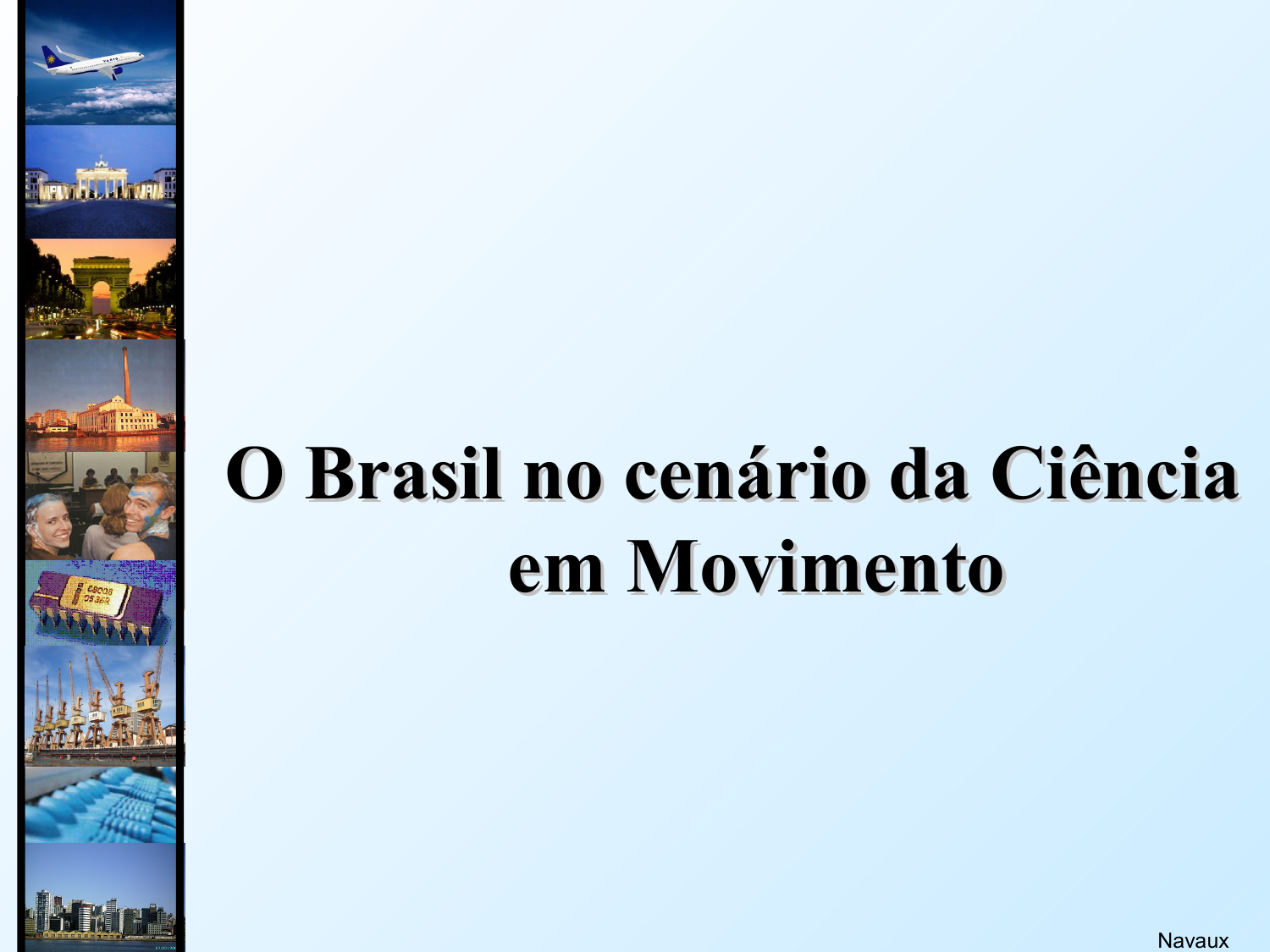# O Brasil no cenário da Ciência em Movimento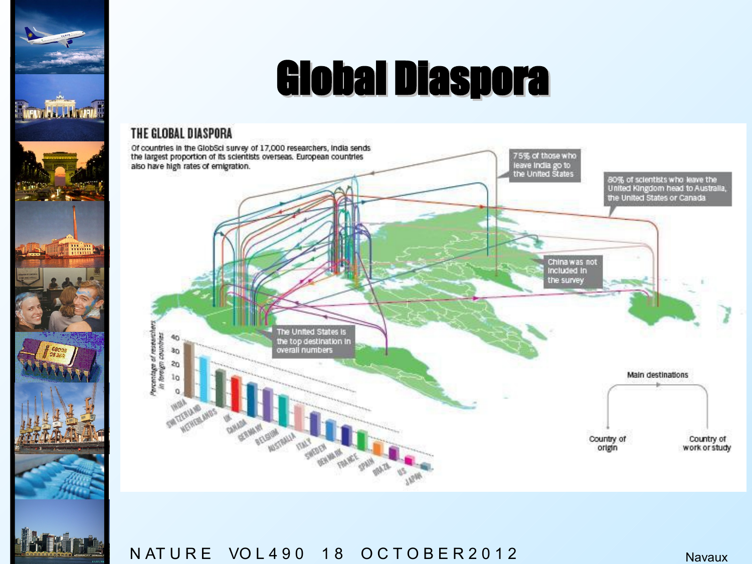# Global Diaspora

## THE GLOBAL DIASPORA

Of countries in the GlobSci survey of 17,000 researchers, India sends the largest proportion of its scientists overseas. European countries also have high rates of emigration.

75% of those who leave India go to the United States

80% of scientists who leave the United Kingdom head to Australia, the United States or Canada

China was not included in the survey

The United States is the top destination in overall numbers

Main destinations

Country of origin

Country of work or study

Percentage of researchers in foreign countries

40
30
20
10
0

INDIA, SWITZERLAND, NETHERLANDS, UK, CANADA, GERMANY, BELGIUM, AUSTRALIA, ITALY, SWEDEN, DENMARK, FRANCE, SPAIN, BRAZIL, US, JAPAN

NATURE VOL 490 18 OCTOBER 2012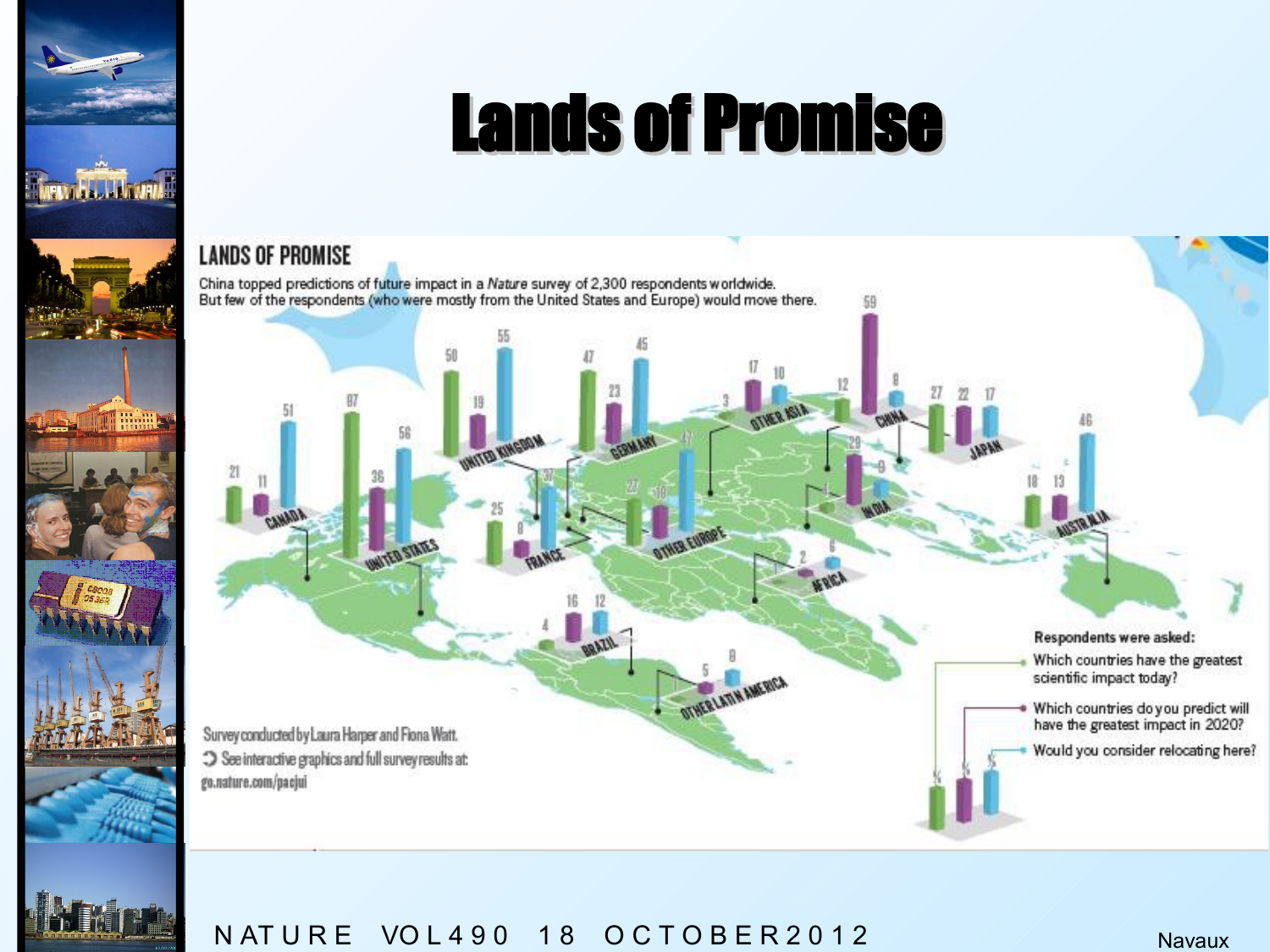# Lands of Promise

## LANDS OF PROMISE

China topped predictions of future impact in a *Nature* survey of 2,300 respondents worldwide. But few of the respondents (who were mostly from the United States and Europe) would move there.

| Country/Region | Greatest scientific impact today? (%) | Greatest impact in 2020? (%) | Would consider relocating here? (%) |
|---|---|---|---|
| Canada | 21 | 11 | 51 |
| United States | 87 | 36 | 56 |
| United Kingdom | 50 | 19 | 55 |
| France | 25 | 8 | 37 |
| Germany | 47 | 23 | 45 |
| Other Europe | 27 | 10 | 47 |
| Other Asia | 3 | 17 | 10 |
| China | 12 | 59 | 8 |
| Japan | 27 | 22 | 17 |
| India | 4 | 29 | 9 |
| Africa | | 2 | 6 |
| Australia | 18 | 13 | 46 |
| Brazil | 4 | 16 | 12 |
| Other Latin America | | 5 | 8 |

Respondents were asked:
- Which countries have the greatest scientific impact today?
- Which countries do you predict will have the greatest impact in 2020?
- Would you consider relocating here?

Survey conducted by Laura Harper and Fiona Watt.
See interactive graphics and full survey results at: go.nature.com/pacjui

NATURE VOL 490 18 OCTOBER 2012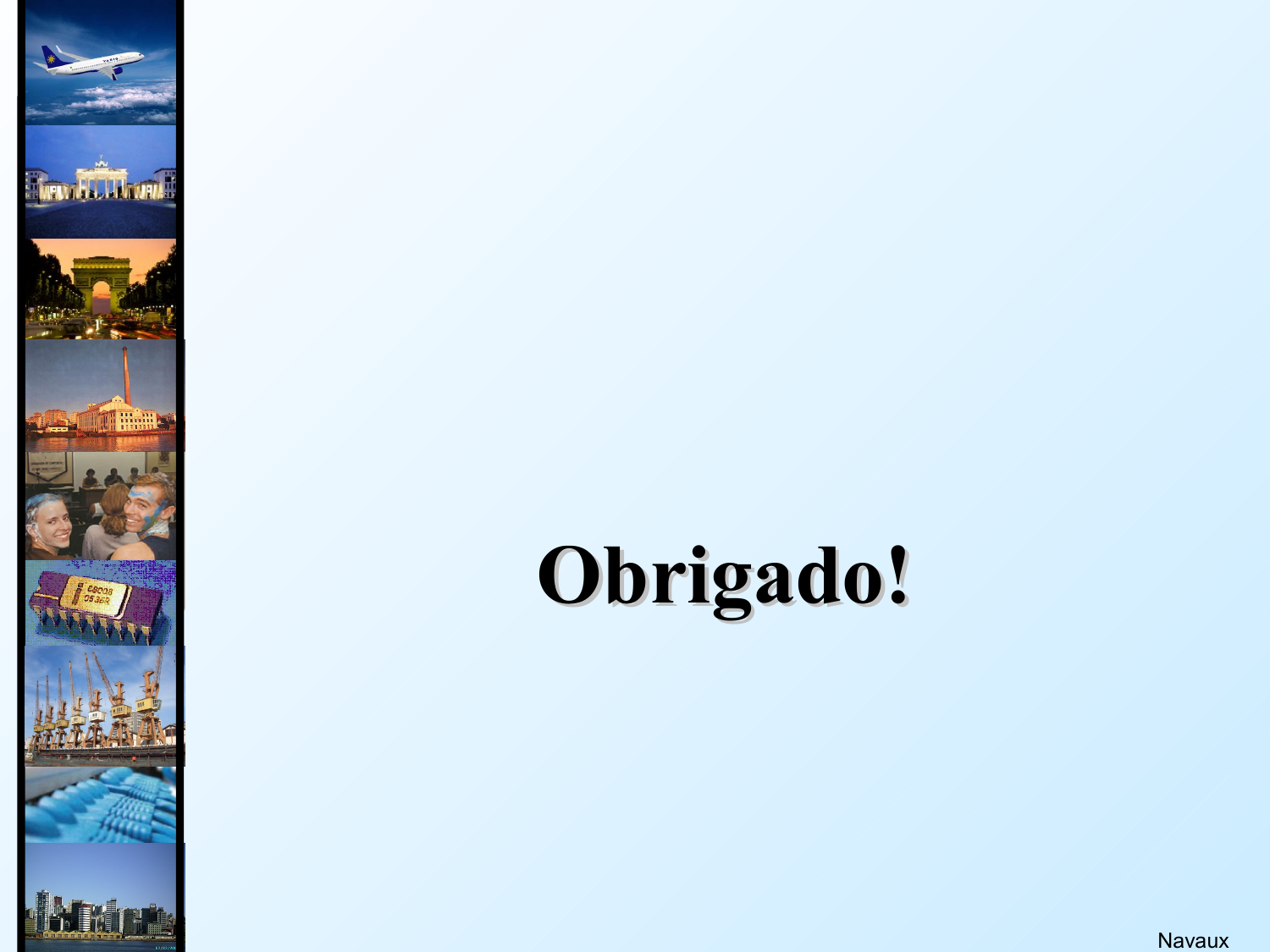# Obrigado!